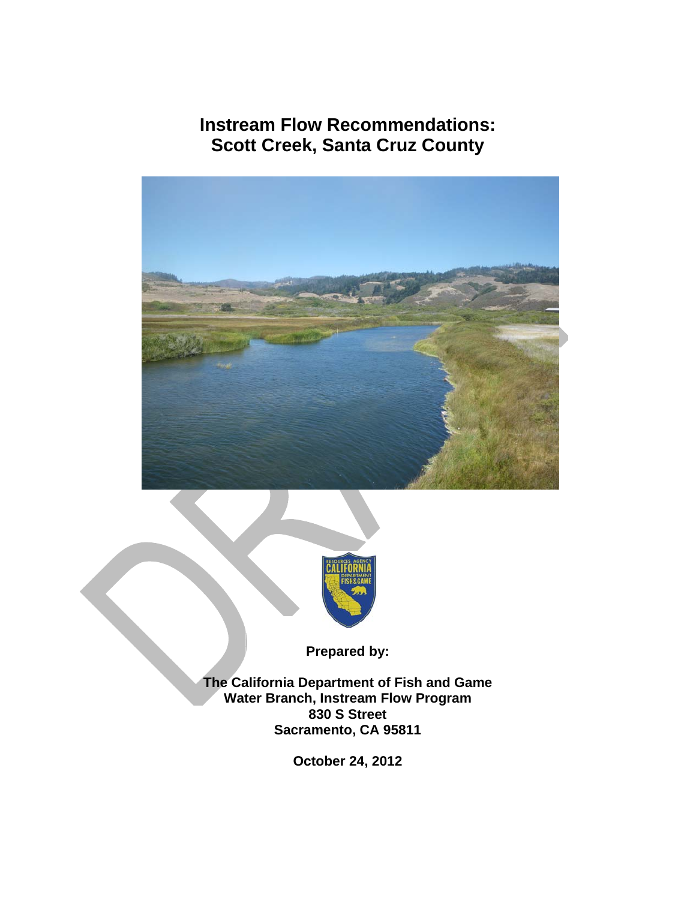# Instream Flow Recommendations:
# Scott Creek, Santa Cruz County

**Prepared by:**

**The California Department of Fish and Game**
**Water Branch, Instream Flow Program**
**830 S Street**
**Sacramento, CA 95811**

**October 24, 2012**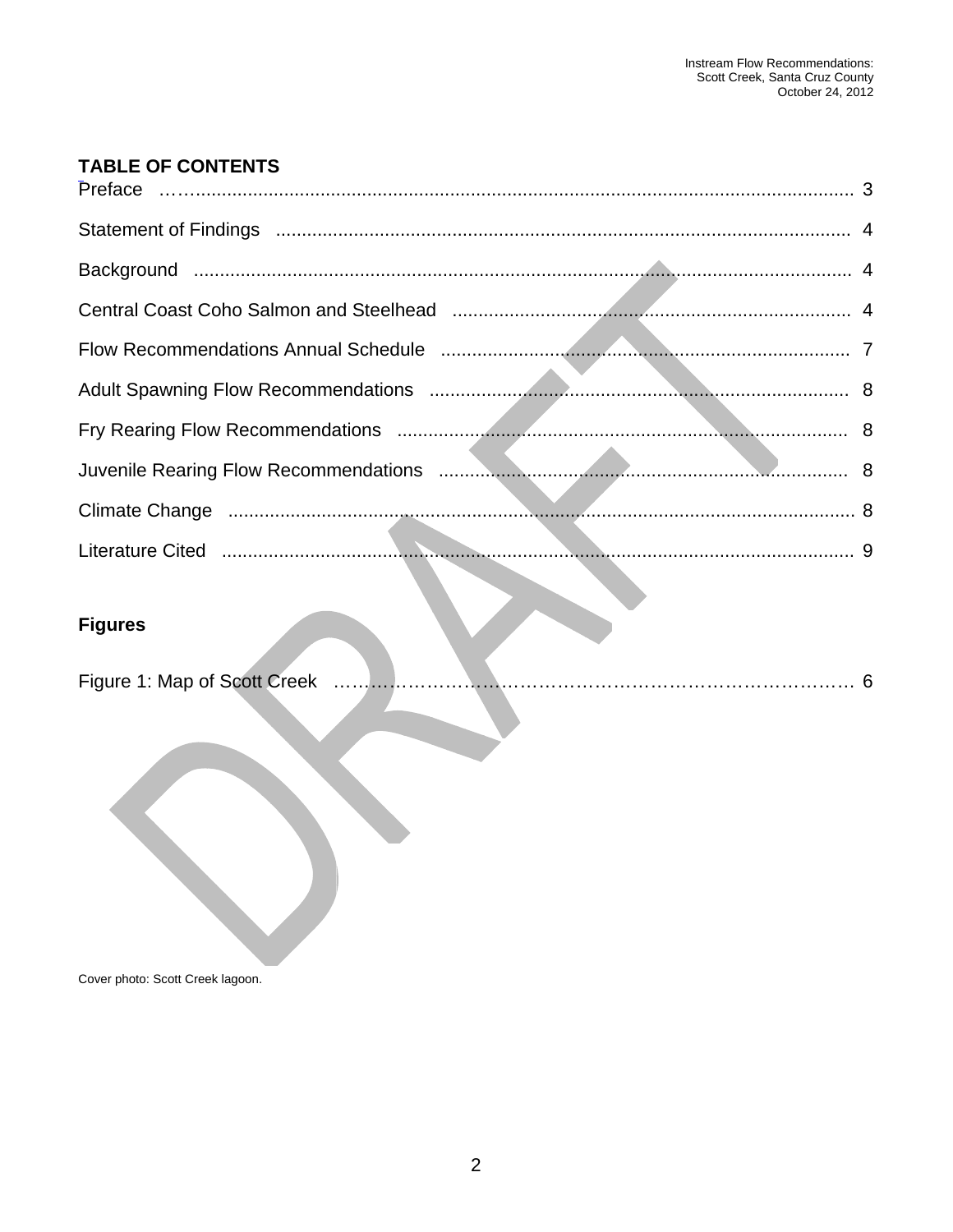## TABLE OF CONTENTS

Preface ........................................................................................................................ 3

Statement of Findings .................................................................................................. 4

Background ................................................................................................................ 4

Central Coast Coho Salmon and Steelhead ............................................................... 4

Flow Recommendations Annual Schedule ................................................................. 7

Adult Spawning Flow Recommendations ................................................................... 8

Fry Rearing Flow Recommendations ......................................................................... 8

Juvenile Rearing Flow Recommendations .................................................................. 8

Climate Change ........................................................................................................... 8

Literature Cited ........................................................................................................... 9

## Figures

Figure 1: Map of Scott Creek ........................................................................................ 6

Cover photo: Scott Creek lagoon.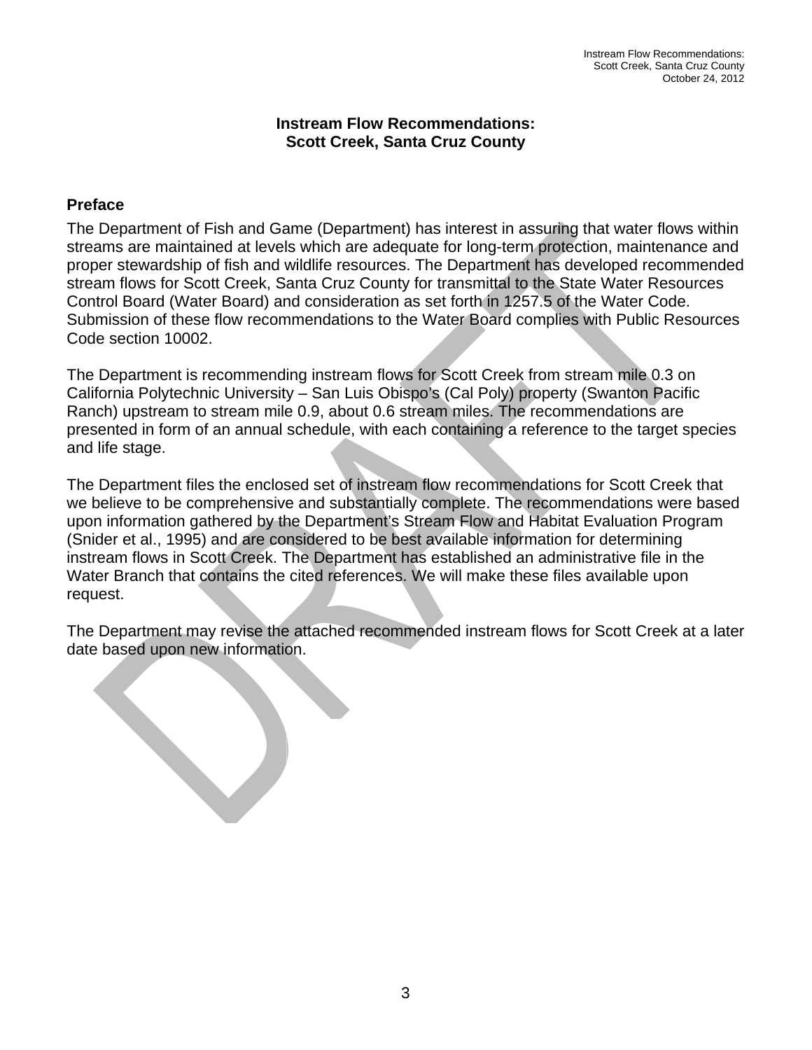# Instream Flow Recommendations: Scott Creek, Santa Cruz County

## Preface

The Department of Fish and Game (Department) has interest in assuring that water flows within streams are maintained at levels which are adequate for long-term protection, maintenance and proper stewardship of fish and wildlife resources. The Department has developed recommended stream flows for Scott Creek, Santa Cruz County for transmittal to the State Water Resources Control Board (Water Board) and consideration as set forth in 1257.5 of the Water Code. Submission of these flow recommendations to the Water Board complies with Public Resources Code section 10002.

The Department is recommending instream flows for Scott Creek from stream mile 0.3 on California Polytechnic University – San Luis Obispo's (Cal Poly) property (Swanton Pacific Ranch) upstream to stream mile 0.9, about 0.6 stream miles. The recommendations are presented in form of an annual schedule, with each containing a reference to the target species and life stage.

The Department files the enclosed set of instream flow recommendations for Scott Creek that we believe to be comprehensive and substantially complete. The recommendations were based upon information gathered by the Department's Stream Flow and Habitat Evaluation Program (Snider et al., 1995) and are considered to be best available information for determining instream flows in Scott Creek. The Department has established an administrative file in the Water Branch that contains the cited references. We will make these files available upon request.

The Department may revise the attached recommended instream flows for Scott Creek at a later date based upon new information.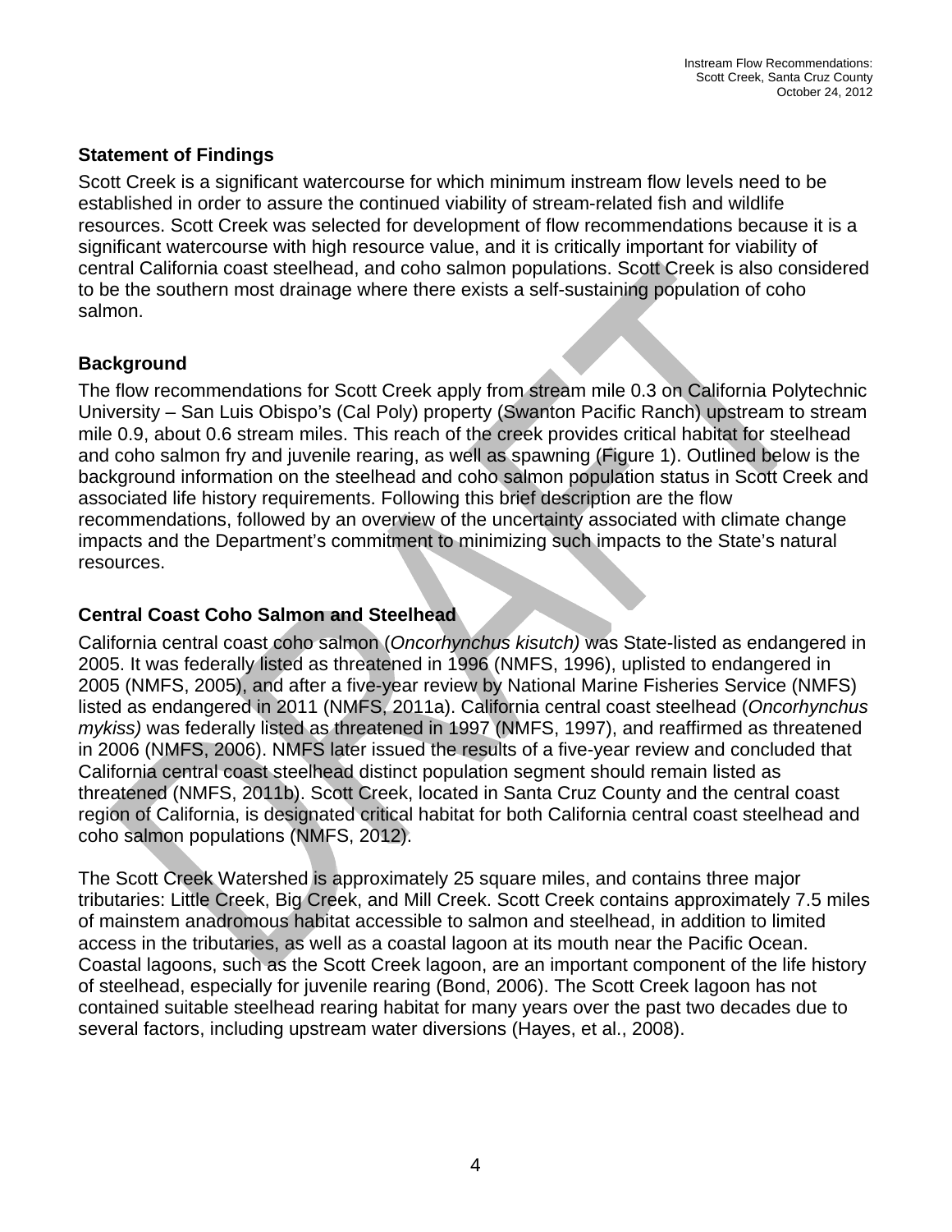### Statement of Findings

Scott Creek is a significant watercourse for which minimum instream flow levels need to be established in order to assure the continued viability of stream-related fish and wildlife resources. Scott Creek was selected for development of flow recommendations because it is a significant watercourse with high resource value, and it is critically important for viability of central California coast steelhead, and coho salmon populations. Scott Creek is also considered to be the southern most drainage where there exists a self-sustaining population of coho salmon.

### Background

The flow recommendations for Scott Creek apply from stream mile 0.3 on California Polytechnic University – San Luis Obispo's (Cal Poly) property (Swanton Pacific Ranch) upstream to stream mile 0.9, about 0.6 stream miles. This reach of the creek provides critical habitat for steelhead and coho salmon fry and juvenile rearing, as well as spawning (Figure 1). Outlined below is the background information on the steelhead and coho salmon population status in Scott Creek and associated life history requirements. Following this brief description are the flow recommendations, followed by an overview of the uncertainty associated with climate change impacts and the Department's commitment to minimizing such impacts to the State's natural resources.

### Central Coast Coho Salmon and Steelhead

California central coast coho salmon (*Oncorhynchus kisutch)* was State-listed as endangered in 2005. It was federally listed as threatened in 1996 (NMFS, 1996), uplisted to endangered in 2005 (NMFS, 2005), and after a five-year review by National Marine Fisheries Service (NMFS) listed as endangered in 2011 (NMFS, 2011a). California central coast steelhead (*Oncorhynchus mykiss)* was federally listed as threatened in 1997 (NMFS, 1997), and reaffirmed as threatened in 2006 (NMFS, 2006). NMFS later issued the results of a five-year review and concluded that California central coast steelhead distinct population segment should remain listed as threatened (NMFS, 2011b). Scott Creek, located in Santa Cruz County and the central coast region of California, is designated critical habitat for both California central coast steelhead and coho salmon populations (NMFS, 2012).

The Scott Creek Watershed is approximately 25 square miles, and contains three major tributaries: Little Creek, Big Creek, and Mill Creek. Scott Creek contains approximately 7.5 miles of mainstem anadromous habitat accessible to salmon and steelhead, in addition to limited access in the tributaries, as well as a coastal lagoon at its mouth near the Pacific Ocean. Coastal lagoons, such as the Scott Creek lagoon, are an important component of the life history of steelhead, especially for juvenile rearing (Bond, 2006). The Scott Creek lagoon has not contained suitable steelhead rearing habitat for many years over the past two decades due to several factors, including upstream water diversions (Hayes, et al., 2008).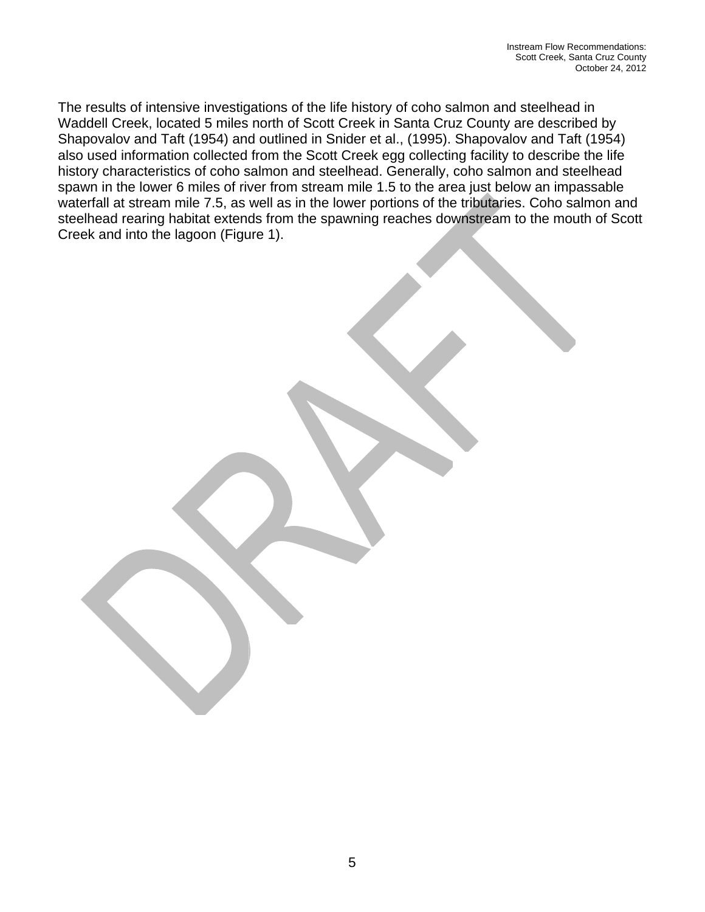The results of intensive investigations of the life history of coho salmon and steelhead in Waddell Creek, located 5 miles north of Scott Creek in Santa Cruz County are described by Shapovalov and Taft (1954) and outlined in Snider et al., (1995). Shapovalov and Taft (1954) also used information collected from the Scott Creek egg collecting facility to describe the life history characteristics of coho salmon and steelhead. Generally, coho salmon and steelhead spawn in the lower 6 miles of river from stream mile 1.5 to the area just below an impassable waterfall at stream mile 7.5, as well as in the lower portions of the tributaries. Coho salmon and steelhead rearing habitat extends from the spawning reaches downstream to the mouth of Scott Creek and into the lagoon (Figure 1).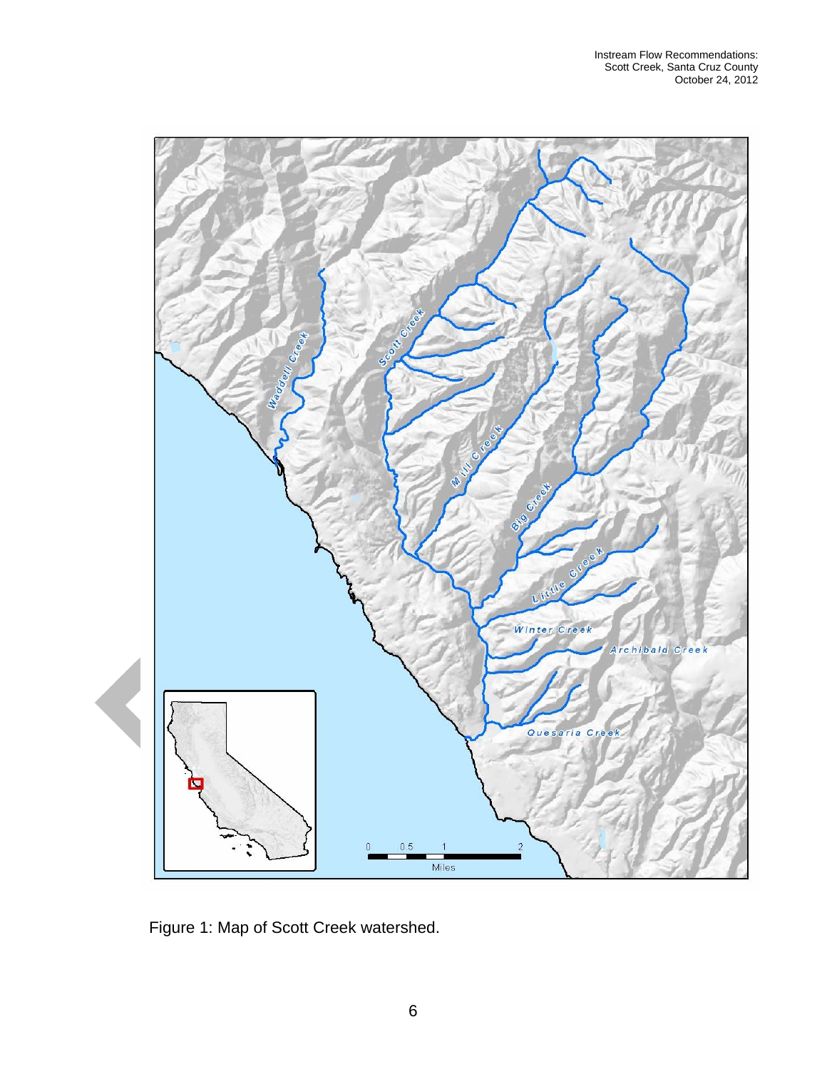Figure 1: Map of Scott Creek watershed.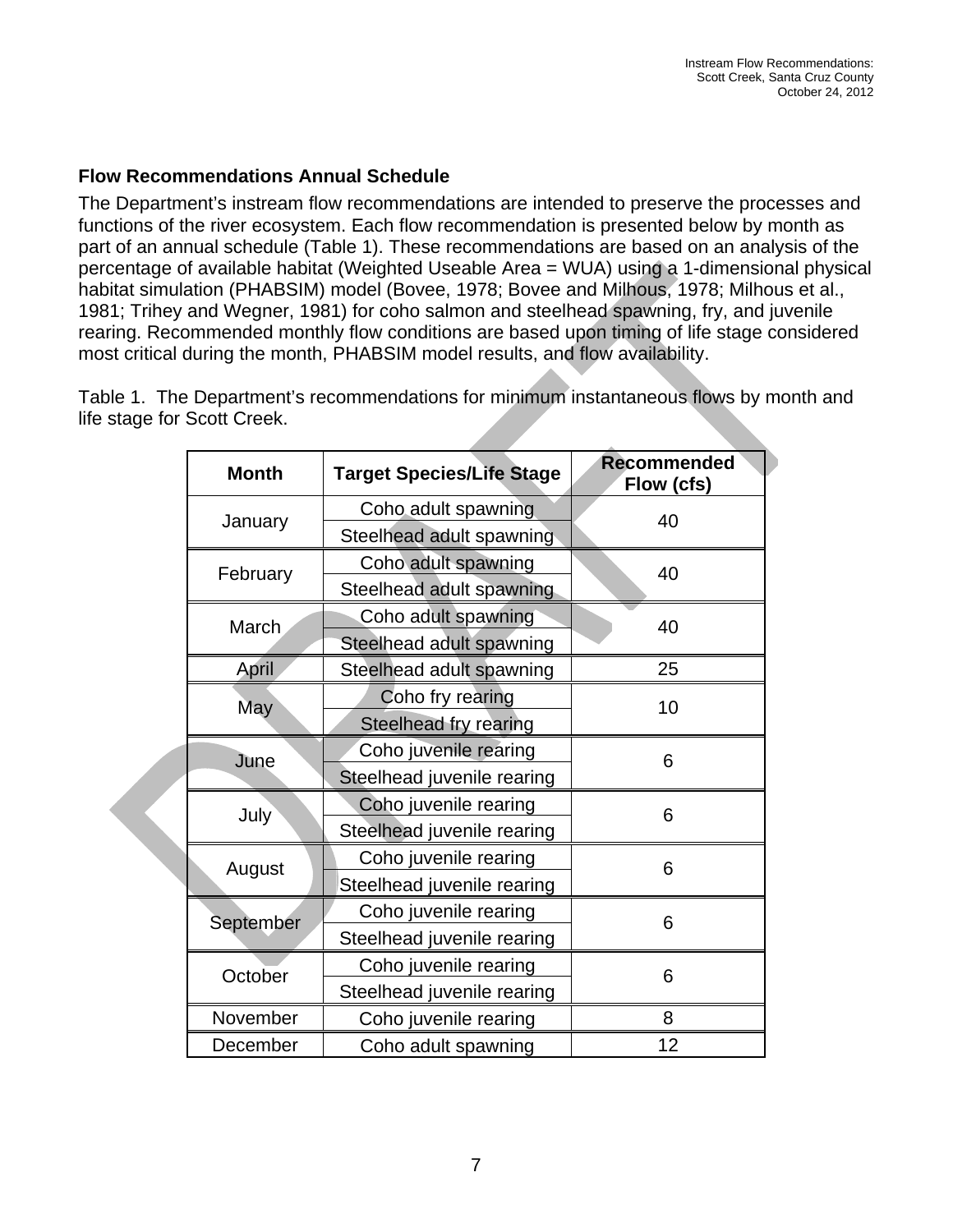### Flow Recommendations Annual Schedule

The Department's instream flow recommendations are intended to preserve the processes and functions of the river ecosystem. Each flow recommendation is presented below by month as part of an annual schedule (Table 1). These recommendations are based on an analysis of the percentage of available habitat (Weighted Useable Area = WUA) using a 1-dimensional physical habitat simulation (PHABSIM) model (Bovee, 1978; Bovee and Milhous, 1978; Milhous et al., 1981; Trihey and Wegner, 1981) for coho salmon and steelhead spawning, fry, and juvenile rearing. Recommended monthly flow conditions are based upon timing of life stage considered most critical during the month, PHABSIM model results, and flow availability.

Table 1. The Department's recommendations for minimum instantaneous flows by month and life stage for Scott Creek.

| Month | Target Species/Life Stage | Recommended Flow (cfs) |
|---|---|---|
| January | Coho adult spawning | 40 |
| | Steelhead adult spawning | |
| February | Coho adult spawning | 40 |
| | Steelhead adult spawning | |
| March | Coho adult spawning | 40 |
| | Steelhead adult spawning | |
| April | Steelhead adult spawning | 25 |
| May | Coho fry rearing | 10 |
| | Steelhead fry rearing | |
| June | Coho juvenile rearing | 6 |
| | Steelhead juvenile rearing | |
| July | Coho juvenile rearing | 6 |
| | Steelhead juvenile rearing | |
| August | Coho juvenile rearing | 6 |
| | Steelhead juvenile rearing | |
| September | Coho juvenile rearing | 6 |
| | Steelhead juvenile rearing | |
| October | Coho juvenile rearing | 6 |
| | Steelhead juvenile rearing | |
| November | Coho juvenile rearing | 8 |
| December | Coho adult spawning | 12 |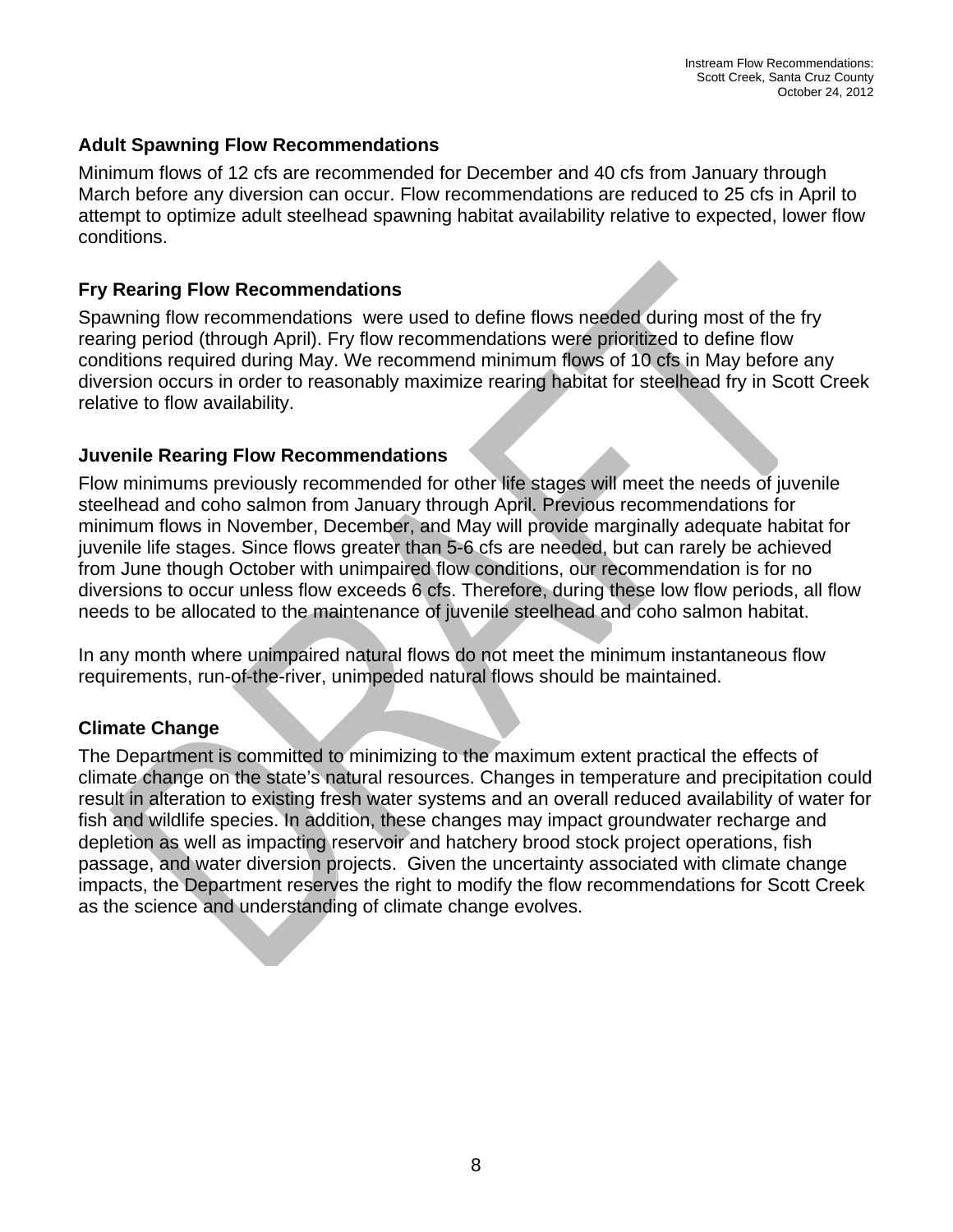### Adult Spawning Flow Recommendations

Minimum flows of 12 cfs are recommended for December and 40 cfs from January through March before any diversion can occur. Flow recommendations are reduced to 25 cfs in April to attempt to optimize adult steelhead spawning habitat availability relative to expected, lower flow conditions.

### Fry Rearing Flow Recommendations

Spawning flow recommendations were used to define flows needed during most of the fry rearing period (through April). Fry flow recommendations were prioritized to define flow conditions required during May. We recommend minimum flows of 10 cfs in May before any diversion occurs in order to reasonably maximize rearing habitat for steelhead fry in Scott Creek relative to flow availability.

### Juvenile Rearing Flow Recommendations

Flow minimums previously recommended for other life stages will meet the needs of juvenile steelhead and coho salmon from January through April. Previous recommendations for minimum flows in November, December, and May will provide marginally adequate habitat for juvenile life stages. Since flows greater than 5-6 cfs are needed, but can rarely be achieved from June though October with unimpaired flow conditions, our recommendation is for no diversions to occur unless flow exceeds 6 cfs. Therefore, during these low flow periods, all flow needs to be allocated to the maintenance of juvenile steelhead and coho salmon habitat.

In any month where unimpaired natural flows do not meet the minimum instantaneous flow requirements, run-of-the-river, unimpeded natural flows should be maintained.

### Climate Change

The Department is committed to minimizing to the maximum extent practical the effects of climate change on the state's natural resources. Changes in temperature and precipitation could result in alteration to existing fresh water systems and an overall reduced availability of water for fish and wildlife species. In addition, these changes may impact groundwater recharge and depletion as well as impacting reservoir and hatchery brood stock project operations, fish passage, and water diversion projects. Given the uncertainty associated with climate change impacts, the Department reserves the right to modify the flow recommendations for Scott Creek as the science and understanding of climate change evolves.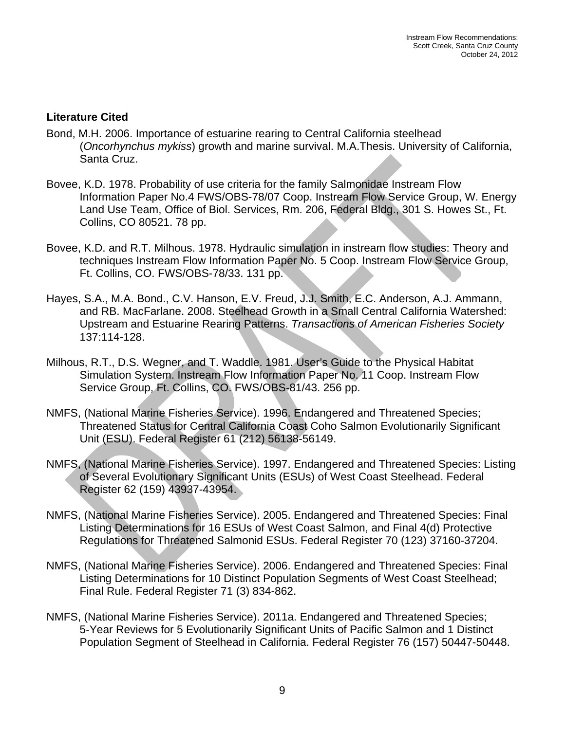**Literature Cited**

Bond, M.H. 2006. Importance of estuarine rearing to Central California steelhead (*Oncorhynchus mykiss*) growth and marine survival. M.A.Thesis. University of California, Santa Cruz.

Bovee, K.D. 1978. Probability of use criteria for the family Salmonidae Instream Flow Information Paper No.4 FWS/OBS-78/07 Coop. Instream Flow Service Group, W. Energy Land Use Team, Office of Biol. Services, Rm. 206, Federal Bldg., 301 S. Howes St., Ft. Collins, CO 80521. 78 pp.

Bovee, K.D. and R.T. Milhous. 1978. Hydraulic simulation in instream flow studies: Theory and techniques Instream Flow Information Paper No. 5 Coop. Instream Flow Service Group, Ft. Collins, CO. FWS/OBS-78/33. 131 pp.

Hayes, S.A., M.A. Bond., C.V. Hanson, E.V. Freud, J.J. Smith, E.C. Anderson, A.J. Ammann, and RB. MacFarlane. 2008. Steelhead Growth in a Small Central California Watershed: Upstream and Estuarine Rearing Patterns. *Transactions of American Fisheries Society* 137:114-128.

Milhous, R.T., D.S. Wegner, and T. Waddle. 1981. User's Guide to the Physical Habitat Simulation System. Instream Flow Information Paper No. 11 Coop. Instream Flow Service Group, Ft. Collins, CO. FWS/OBS-81/43. 256 pp.

NMFS, (National Marine Fisheries Service). 1996. Endangered and Threatened Species; Threatened Status for Central California Coast Coho Salmon Evolutionarily Significant Unit (ESU). Federal Register 61 (212) 56138-56149.

NMFS, (National Marine Fisheries Service). 1997. Endangered and Threatened Species: Listing of Several Evolutionary Significant Units (ESUs) of West Coast Steelhead. Federal Register 62 (159) 43937-43954.

NMFS, (National Marine Fisheries Service). 2005. Endangered and Threatened Species: Final Listing Determinations for 16 ESUs of West Coast Salmon, and Final 4(d) Protective Regulations for Threatened Salmonid ESUs. Federal Register 70 (123) 37160-37204.

NMFS, (National Marine Fisheries Service). 2006. Endangered and Threatened Species: Final Listing Determinations for 10 Distinct Population Segments of West Coast Steelhead; Final Rule. Federal Register 71 (3) 834-862.

NMFS, (National Marine Fisheries Service). 2011a. Endangered and Threatened Species; 5-Year Reviews for 5 Evolutionarily Significant Units of Pacific Salmon and 1 Distinct Population Segment of Steelhead in California. Federal Register 76 (157) 50447-50448.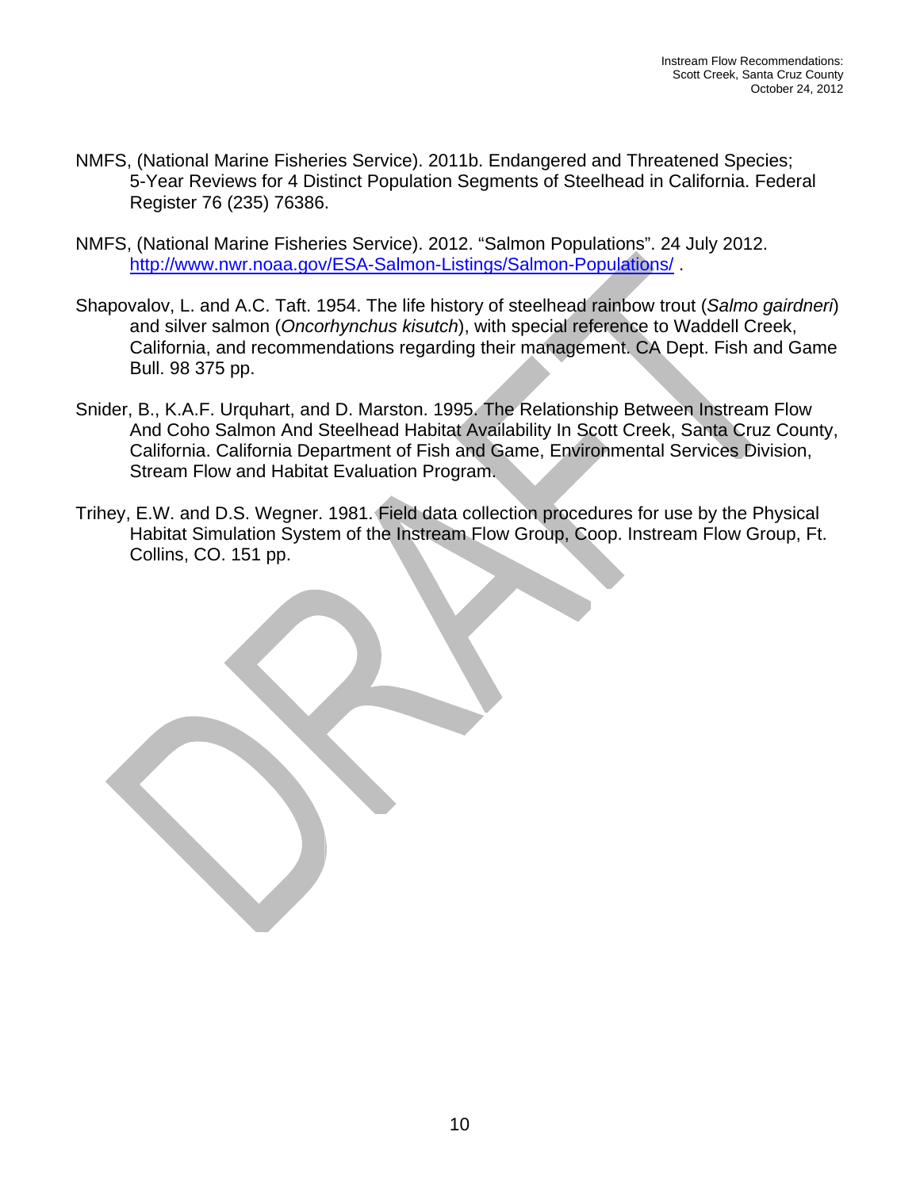NMFS, (National Marine Fisheries Service). 2011b. Endangered and Threatened Species; 5-Year Reviews for 4 Distinct Population Segments of Steelhead in California. Federal Register 76 (235) 76386.

NMFS, (National Marine Fisheries Service). 2012. "Salmon Populations". 24 July 2012. [http://www.nwr.noaa.gov/ESA-Salmon-Listings/Salmon-Populations/](http://www.nwr.noaa.gov/ESA-Salmon-Listings/Salmon-Populations/) .

Shapovalov, L. and A.C. Taft. 1954. The life history of steelhead rainbow trout (*Salmo gairdneri*) and silver salmon (*Oncorhynchus kisutch*), with special reference to Waddell Creek, California, and recommendations regarding their management. CA Dept. Fish and Game Bull. 98 375 pp.

Snider, B., K.A.F. Urquhart, and D. Marston. 1995. The Relationship Between Instream Flow And Coho Salmon And Steelhead Habitat Availability In Scott Creek, Santa Cruz County, California. California Department of Fish and Game, Environmental Services Division, Stream Flow and Habitat Evaluation Program.

Trihey, E.W. and D.S. Wegner. 1981. Field data collection procedures for use by the Physical Habitat Simulation System of the Instream Flow Group, Coop. Instream Flow Group, Ft. Collins, CO. 151 pp.